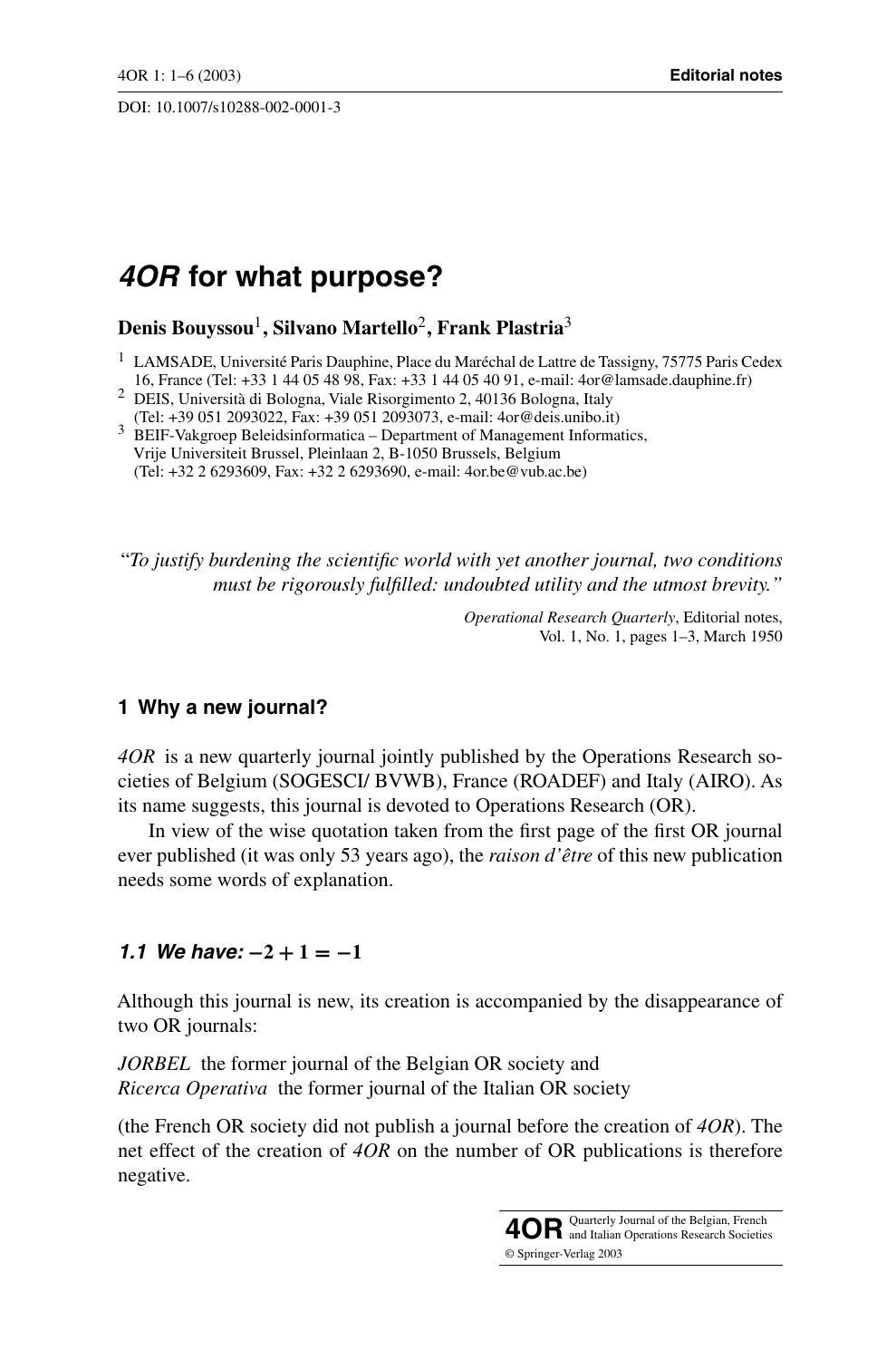DOI: 10.1007/s10288-002-0001-3

# *4OR* for what purpose?

**Denis Bouyssou**[1]**, Silvano Martello**[2]**, Frank Plastria**[3]

[1] LAMSADE, Université Paris Dauphine, Place du Maréchal de Lattre de Tassigny, 75775 Paris Cedex 16, France (Tel: +33 1 44 05 48 98, Fax: +33 1 44 05 40 91, e-mail: 4or@lamsade.dauphine.fr)

[2] DEIS, Università di Bologna, Viale Risorgimento 2, 40136 Bologna, Italy (Tel: +39 051 2093022, Fax: +39 051 2093073, e-mail: 4or@deis.unibo.it)

[3] BEIF-Vakgroep Beleidsinformatica – Department of Management Informatics, Vrije Universiteit Brussel, Pleinlaan 2, B-1050 Brussels, Belgium (Tel: +32 2 6293609, Fax: +32 2 6293690, e-mail: 4or.be@vub.ac.be)

*"To justify burdening the scientific world with yet another journal, two conditions must be rigorously fulfilled: undoubted utility and the utmost brevity."*

*Operational Research Quarterly*, Editorial notes,
Vol. 1, No. 1, pages 1–3, March 1950

## 1 Why a new journal?

*4OR* is a new quarterly journal jointly published by the Operations Research societies of Belgium (SOGESCI/ BVWB), France (ROADEF) and Italy (AIRO). As its name suggests, this journal is devoted to Operations Research (OR).

In view of the wise quotation taken from the first page of the first OR journal ever published (it was only 53 years ago), the *raison d'être* of this new publication needs some words of explanation.

### *1.1 We have:* $-2 + 1 = -1$

Although this journal is new, its creation is accompanied by the disappearance of two OR journals:

*JORBEL* the former journal of the Belgian OR society and
*Ricerca Operativa* the former journal of the Italian OR society

(the French OR society did not publish a journal before the creation of *4OR*). The net effect of the creation of *4OR* on the number of OR publications is therefore negative.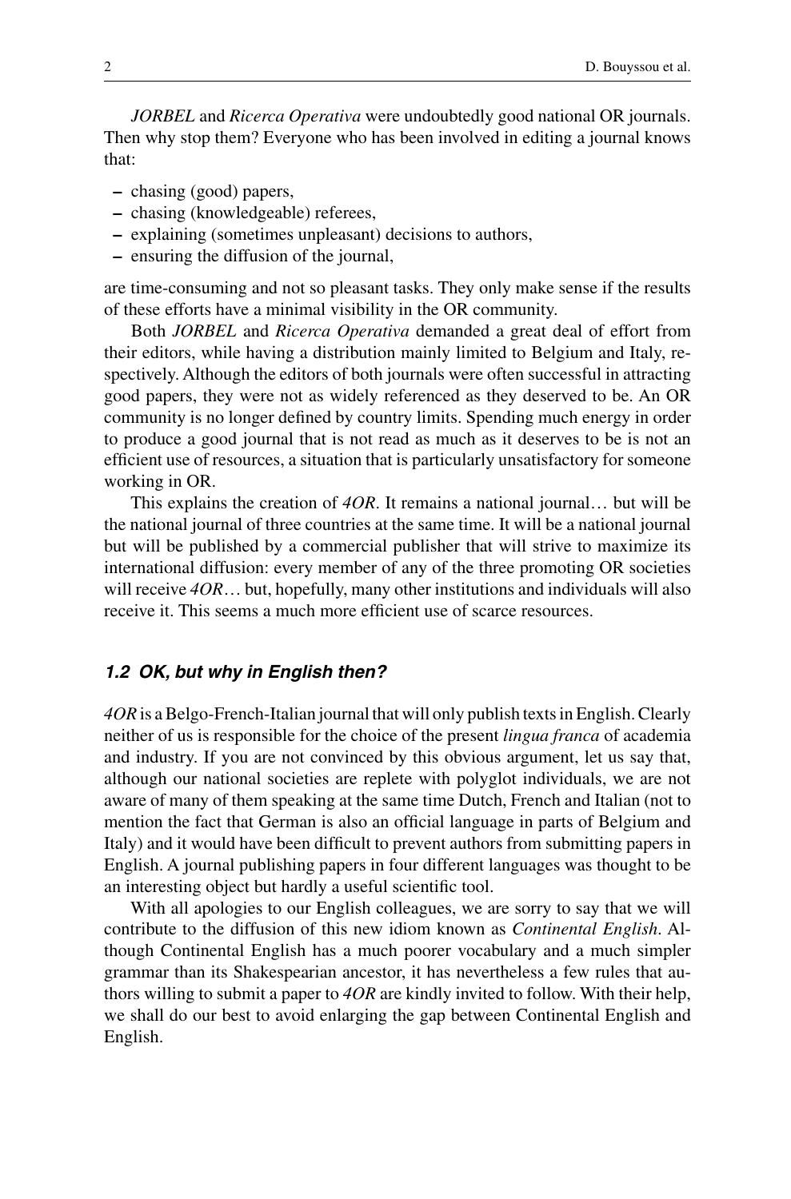*JORBEL* and *Ricerca Operativa* were undoubtedly good national OR journals. Then why stop them? Everyone who has been involved in editing a journal knows that:

- chasing (good) papers,
- chasing (knowledgeable) referees,
- explaining (sometimes unpleasant) decisions to authors,
- ensuring the diffusion of the journal,

are time-consuming and not so pleasant tasks. They only make sense if the results of these efforts have a minimal visibility in the OR community.

Both *JORBEL* and *Ricerca Operativa* demanded a great deal of effort from their editors, while having a distribution mainly limited to Belgium and Italy, respectively. Although the editors of both journals were often successful in attracting good papers, they were not as widely referenced as they deserved to be. An OR community is no longer defined by country limits. Spending much energy in order to produce a good journal that is not read as much as it deserves to be is not an efficient use of resources, a situation that is particularly unsatisfactory for someone working in OR.

This explains the creation of *4OR*. It remains a national journal… but will be the national journal of three countries at the same time. It will be a national journal but will be published by a commercial publisher that will strive to maximize its international diffusion: every member of any of the three promoting OR societies will receive *4OR*… but, hopefully, many other institutions and individuals will also receive it. This seems a much more efficient use of scarce resources.

### *1.2 OK, but why in English then?*

*4OR* is a Belgo-French-Italian journal that will only publish texts in English. Clearly neither of us is responsible for the choice of the present *lingua franca* of academia and industry. If you are not convinced by this obvious argument, let us say that, although our national societies are replete with polyglot individuals, we are not aware of many of them speaking at the same time Dutch, French and Italian (not to mention the fact that German is also an official language in parts of Belgium and Italy) and it would have been difficult to prevent authors from submitting papers in English. A journal publishing papers in four different languages was thought to be an interesting object but hardly a useful scientific tool.

With all apologies to our English colleagues, we are sorry to say that we will contribute to the diffusion of this new idiom known as *Continental English*. Although Continental English has a much poorer vocabulary and a much simpler grammar than its Shakespearian ancestor, it has nevertheless a few rules that authors willing to submit a paper to *4OR* are kindly invited to follow. With their help, we shall do our best to avoid enlarging the gap between Continental English and English.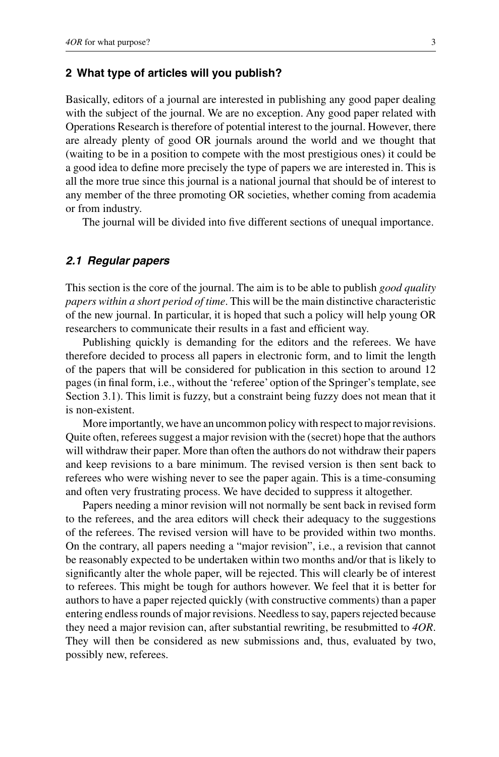## 2 What type of articles will you publish?

Basically, editors of a journal are interested in publishing any good paper dealing with the subject of the journal. We are no exception. Any good paper related with Operations Research is therefore of potential interest to the journal. However, there are already plenty of good OR journals around the world and we thought that (waiting to be in a position to compete with the most prestigious ones) it could be a good idea to define more precisely the type of papers we are interested in. This is all the more true since this journal is a national journal that should be of interest to any member of the three promoting OR societies, whether coming from academia or from industry.

The journal will be divided into five different sections of unequal importance.

### *2.1 Regular papers*

This section is the core of the journal. The aim is to be able to publish *good quality papers within a short period of time*. This will be the main distinctive characteristic of the new journal. In particular, it is hoped that such a policy will help young OR researchers to communicate their results in a fast and efficient way.

Publishing quickly is demanding for the editors and the referees. We have therefore decided to process all papers in electronic form, and to limit the length of the papers that will be considered for publication in this section to around 12 pages (in final form, i.e., without the 'referee' option of the Springer's template, see Section 3.1). This limit is fuzzy, but a constraint being fuzzy does not mean that it is non-existent.

More importantly, we have an uncommon policy with respect to major revisions. Quite often, referees suggest a major revision with the (secret) hope that the authors will withdraw their paper. More than often the authors do not withdraw their papers and keep revisions to a bare minimum. The revised version is then sent back to referees who were wishing never to see the paper again. This is a time-consuming and often very frustrating process. We have decided to suppress it altogether.

Papers needing a minor revision will not normally be sent back in revised form to the referees, and the area editors will check their adequacy to the suggestions of the referees. The revised version will have to be provided within two months. On the contrary, all papers needing a "major revision", i.e., a revision that cannot be reasonably expected to be undertaken within two months and/or that is likely to significantly alter the whole paper, will be rejected. This will clearly be of interest to referees. This might be tough for authors however. We feel that it is better for authors to have a paper rejected quickly (with constructive comments) than a paper entering endless rounds of major revisions. Needless to say, papers rejected because they need a major revision can, after substantial rewriting, be resubmitted to *4OR*. They will then be considered as new submissions and, thus, evaluated by two, possibly new, referees.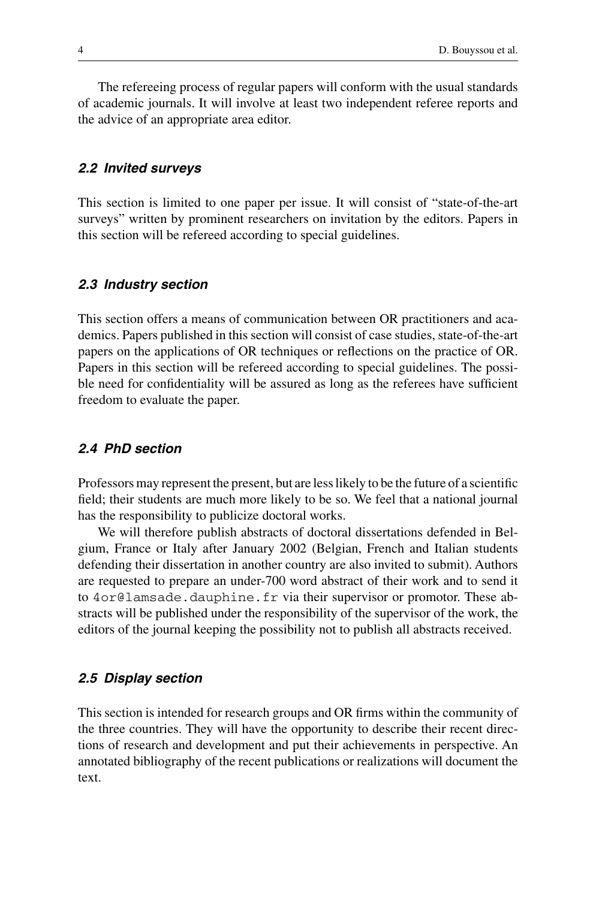The refereeing process of regular papers will conform with the usual standards of academic journals. It will involve at least two independent referee reports and the advice of an appropriate area editor.

### *2.2 Invited surveys*

This section is limited to one paper per issue. It will consist of "state-of-the-art surveys" written by prominent researchers on invitation by the editors. Papers in this section will be refereed according to special guidelines.

### *2.3 Industry section*

This section offers a means of communication between OR practitioners and academics. Papers published in this section will consist of case studies, state-of-the-art papers on the applications of OR techniques or reflections on the practice of OR. Papers in this section will be refereed according to special guidelines. The possible need for confidentiality will be assured as long as the referees have sufficient freedom to evaluate the paper.

### *2.4 PhD section*

Professors may represent the present, but are less likely to be the future of a scientific field; their students are much more likely to be so. We feel that a national journal has the responsibility to publicize doctoral works.

We will therefore publish abstracts of doctoral dissertations defended in Belgium, France or Italy after January 2002 (Belgian, French and Italian students defending their dissertation in another country are also invited to submit). Authors are requested to prepare an under-700 word abstract of their work and to send it to `4or@lamsade.dauphine.fr` via their supervisor or promotor. These abstracts will be published under the responsibility of the supervisor of the work, the editors of the journal keeping the possibility not to publish all abstracts received.

### *2.5 Display section*

This section is intended for research groups and OR firms within the community of the three countries. They will have the opportunity to describe their recent directions of research and development and put their achievements in perspective. An annotated bibliography of the recent publications or realizations will document the text.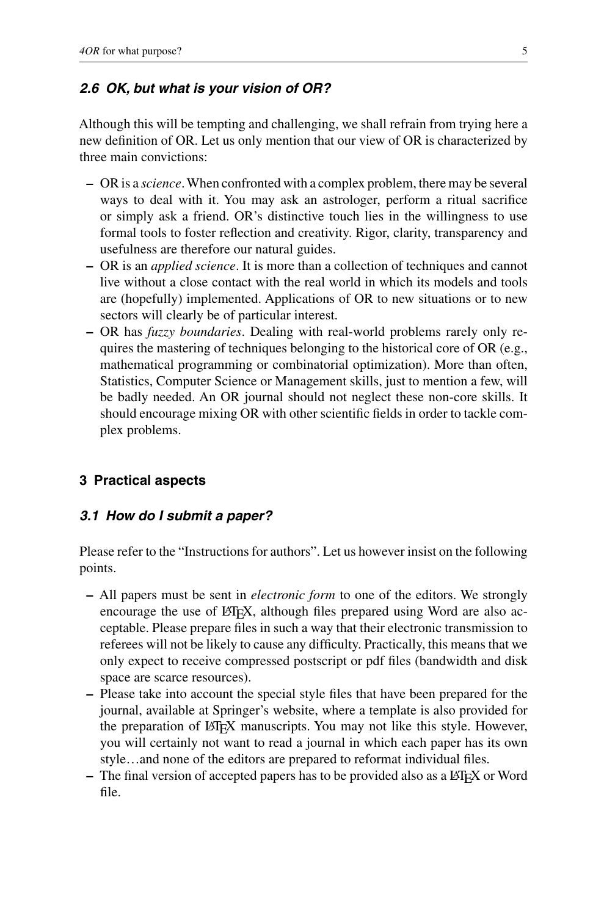### *2.6 OK, but what is your vision of OR?*

Although this will be tempting and challenging, we shall refrain from trying here a new definition of OR. Let us only mention that our view of OR is characterized by three main convictions:

- OR is a *science*. When confronted with a complex problem, there may be several ways to deal with it. You may ask an astrologer, perform a ritual sacrifice or simply ask a friend. OR's distinctive touch lies in the willingness to use formal tools to foster reflection and creativity. Rigor, clarity, transparency and usefulness are therefore our natural guides.
- OR is an *applied science*. It is more than a collection of techniques and cannot live without a close contact with the real world in which its models and tools are (hopefully) implemented. Applications of OR to new situations or to new sectors will clearly be of particular interest.
- OR has *fuzzy boundaries*. Dealing with real-world problems rarely only requires the mastering of techniques belonging to the historical core of OR (e.g., mathematical programming or combinatorial optimization). More than often, Statistics, Computer Science or Management skills, just to mention a few, will be badly needed. An OR journal should not neglect these non-core skills. It should encourage mixing OR with other scientific fields in order to tackle complex problems.

## 3 Practical aspects

### *3.1 How do I submit a paper?*

Please refer to the "Instructions for authors". Let us however insist on the following points.

- All papers must be sent in *electronic form* to one of the editors. We strongly encourage the use of LaTeX, although files prepared using Word are also acceptable. Please prepare files in such a way that their electronic transmission to referees will not be likely to cause any difficulty. Practically, this means that we only expect to receive compressed postscript or pdf files (bandwidth and disk space are scarce resources).
- Please take into account the special style files that have been prepared for the journal, available at Springer's website, where a template is also provided for the preparation of LaTeX manuscripts. You may not like this style. However, you will certainly not want to read a journal in which each paper has its own style…and none of the editors are prepared to reformat individual files.
- The final version of accepted papers has to be provided also as a LaTeX or Word file.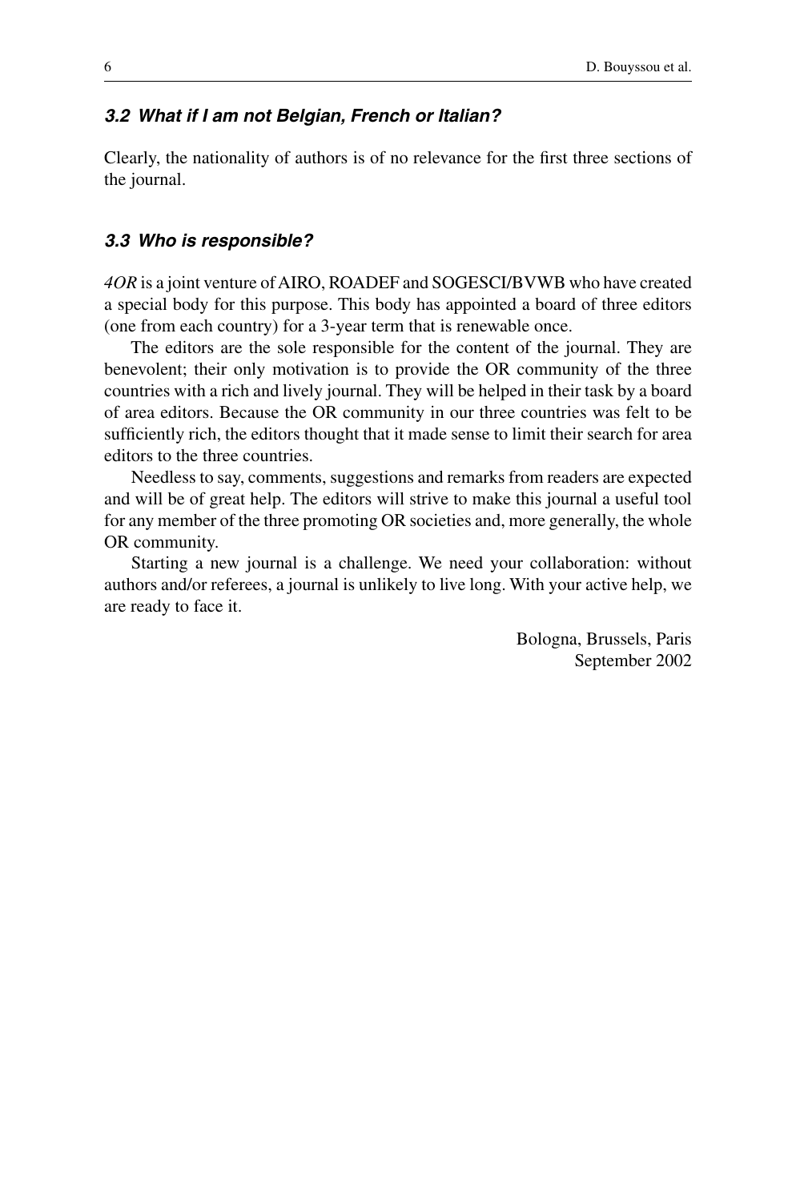### 3.2 What if I am not Belgian, French or Italian?

Clearly, the nationality of authors is of no relevance for the first three sections of the journal.

### 3.3 Who is responsible?

*4OR* is a joint venture of AIRO, ROADEF and SOGESCI/BVWB who have created a special body for this purpose. This body has appointed a board of three editors (one from each country) for a 3-year term that is renewable once.

The editors are the sole responsible for the content of the journal. They are benevolent; their only motivation is to provide the OR community of the three countries with a rich and lively journal. They will be helped in their task by a board of area editors. Because the OR community in our three countries was felt to be sufficiently rich, the editors thought that it made sense to limit their search for area editors to the three countries.

Needless to say, comments, suggestions and remarks from readers are expected and will be of great help. The editors will strive to make this journal a useful tool for any member of the three promoting OR societies and, more generally, the whole OR community.

Starting a new journal is a challenge. We need your collaboration: without authors and/or referees, a journal is unlikely to live long. With your active help, we are ready to face it.

Bologna, Brussels, Paris
September 2002